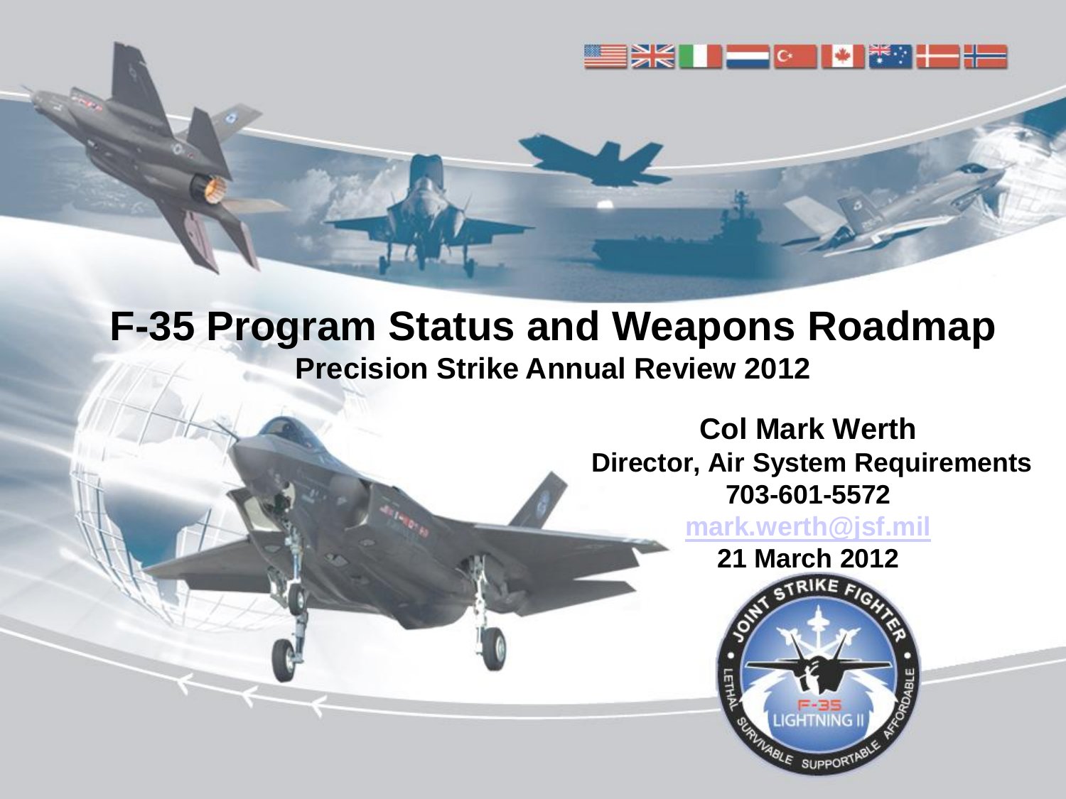# F-35 Program Status and Weapons Roadmap

## Precision Strike Annual Review 2012

**Col Mark Werth**

**Director, Air System Requirements**

**703-601-5572**

**mark.werth@jsf.mil**

**21 March 2012**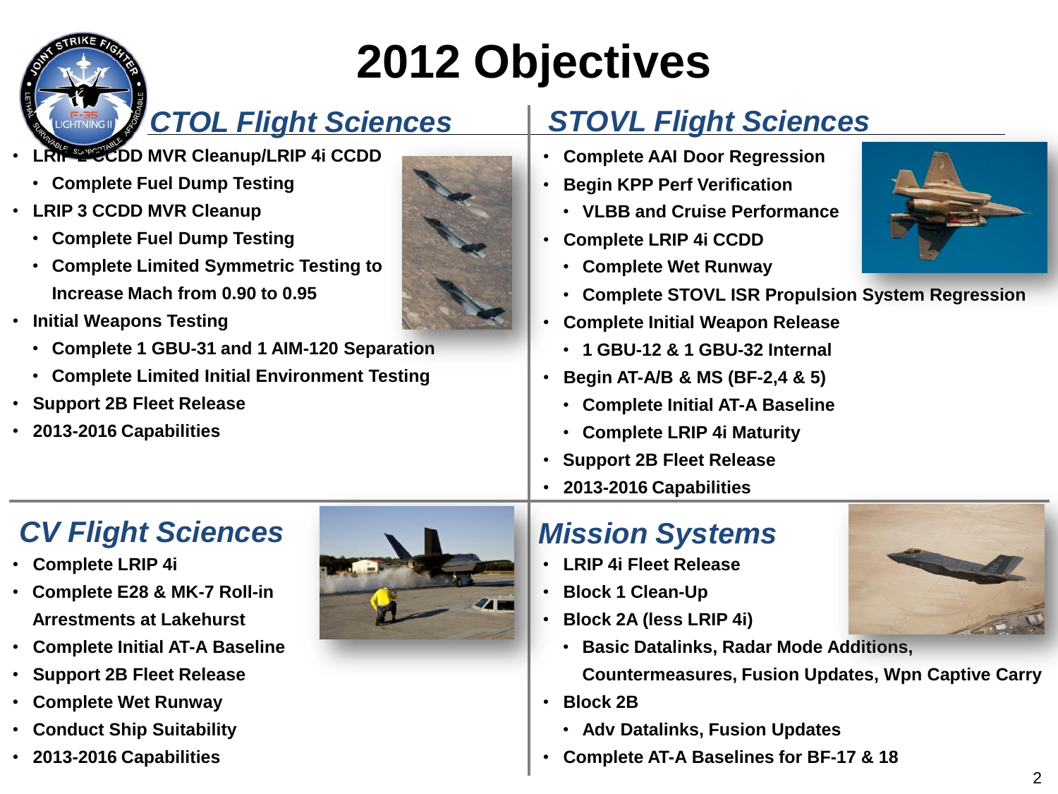# 2012 Objectives

## *CTOL Flight Sciences*

- LRIP 2 CCDD MVR Cleanup/LRIP 4i CCDD
  - Complete Fuel Dump Testing
- LRIP 3 CCDD MVR Cleanup
  - Complete Fuel Dump Testing
  - Complete Limited Symmetric Testing to Increase Mach from 0.90 to 0.95
- Initial Weapons Testing
  - Complete 1 GBU-31 and 1 AIM-120 Separation
  - Complete Limited Initial Environment Testing
- Support 2B Fleet Release
- 2013-2016 Capabilities

## *STOVL Flight Sciences*

- Complete AAI Door Regression
- Begin KPP Perf Verification
  - VLBB and Cruise Performance
- Complete LRIP 4i CCDD
  - Complete Wet Runway
  - Complete STOVL ISR Propulsion System Regression
- Complete Initial Weapon Release
  - 1 GBU-12 & 1 GBU-32 Internal
- Begin AT-A/B & MS (BF-2,4 & 5)
  - Complete Initial AT-A Baseline
  - Complete LRIP 4i Maturity
- Support 2B Fleet Release
- 2013-2016 Capabilities

## *CV Flight Sciences*

- Complete LRIP 4i
- Complete E28 & MK-7 Roll-in Arrestments at Lakehurst
- Complete Initial AT-A Baseline
- Support 2B Fleet Release
- Complete Wet Runway
- Conduct Ship Suitability
- 2013-2016 Capabilities

## *Mission Systems*

- LRIP 4i Fleet Release
- Block 1 Clean-Up
- Block 2A (less LRIP 4i)
  - Basic Datalinks, Radar Mode Additions, Countermeasures, Fusion Updates, Wpn Captive Carry
- Block 2B
  - Adv Datalinks, Fusion Updates
- Complete AT-A Baselines for BF-17 & 18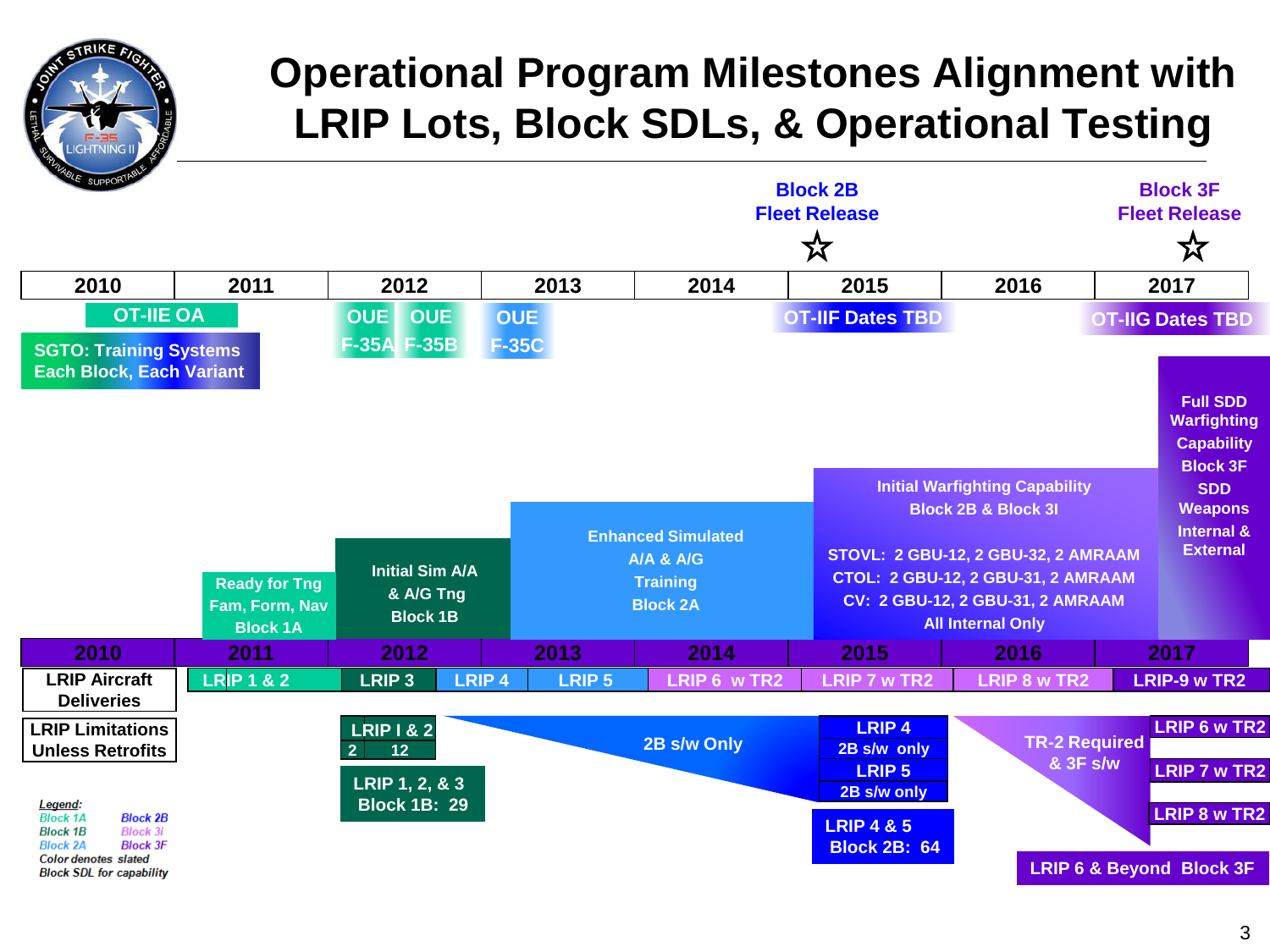# Operational Program Milestones Alignment with LRIP Lots, Block SDLs, & Operational Testing

**Block 2B Fleet Release** ☆ (2015)

**Block 3F Fleet Release** ☆ (2017)

| 2010 | 2011 | 2012 | 2013 | 2014 | 2015 | 2016 | 2017 |
|---|---|---|---|---|---|---|---|

**Operational Testing:**

- OT-IIE OA (2010–2011)
- SGTO: Training Systems Each Block, Each Variant (2010–2011)
- OUE F-35A (2012)
- OUE F-35B (2012)
- OUE F-35C (2013)
- OT-IIF Dates TBD (2015)
- OT-IIG Dates TBD (2017)

**Block SDL Capability:**

- Ready for Tng Fam, Form, Nav Block 1A (2011)
- Initial Sim A/A & A/G Tng Block 1B (2012)
- Enhanced Simulated A/A & A/G Training Block 2A (2013–2014)
- Initial Warfighting Capability Block 2B & Block 3I (2015–2016)
  - STOVL: 2 GBU-12, 2 GBU-32, 2 AMRAAM
  - CTOL: 2 GBU-12, 2 GBU-31, 2 AMRAAM
  - CV: 2 GBU-12, 2 GBU-31, 2 AMRAAM
  - All Internal Only
- Full SDD Warfighting Capability Block 3F SDD Weapons Internal & External (2017)

| 2010 | 2011 | 2012 | 2013 | 2014 | 2015 | 2016 | 2017 |
|---|---|---|---|---|---|---|---|

**LRIP Aircraft Deliveries:** LRIP 1 & 2 | LRIP 3 | LRIP 4 | LRIP 5 | LRIP 6 w TR2 | LRIP 7 w TR2 | LRIP 8 w TR2 | LRIP-9 w TR2

**LRIP Limitations Unless Retrofits:**

- LRIP I & 2: 2 | 12
- LRIP 1, 2, & 3 Block 1B: 29
- 2B s/w Only
- LRIP 4 – 2B s/w only
- LRIP 5 – 2B s/w only
- LRIP 4 & 5 Block 2B: 64
- TR-2 Required & 3F s/w
- LRIP 6 w TR2
- LRIP 7 w TR2
- LRIP 8 w TR2
- LRIP 6 & Beyond Block 3F

*Legend:*

*Block 1A* | *Block 2B*
*Block 1B* | *Block 3i*
*Block 2A* | *Block 3F*

*Color denotes slated Block SDL for capability*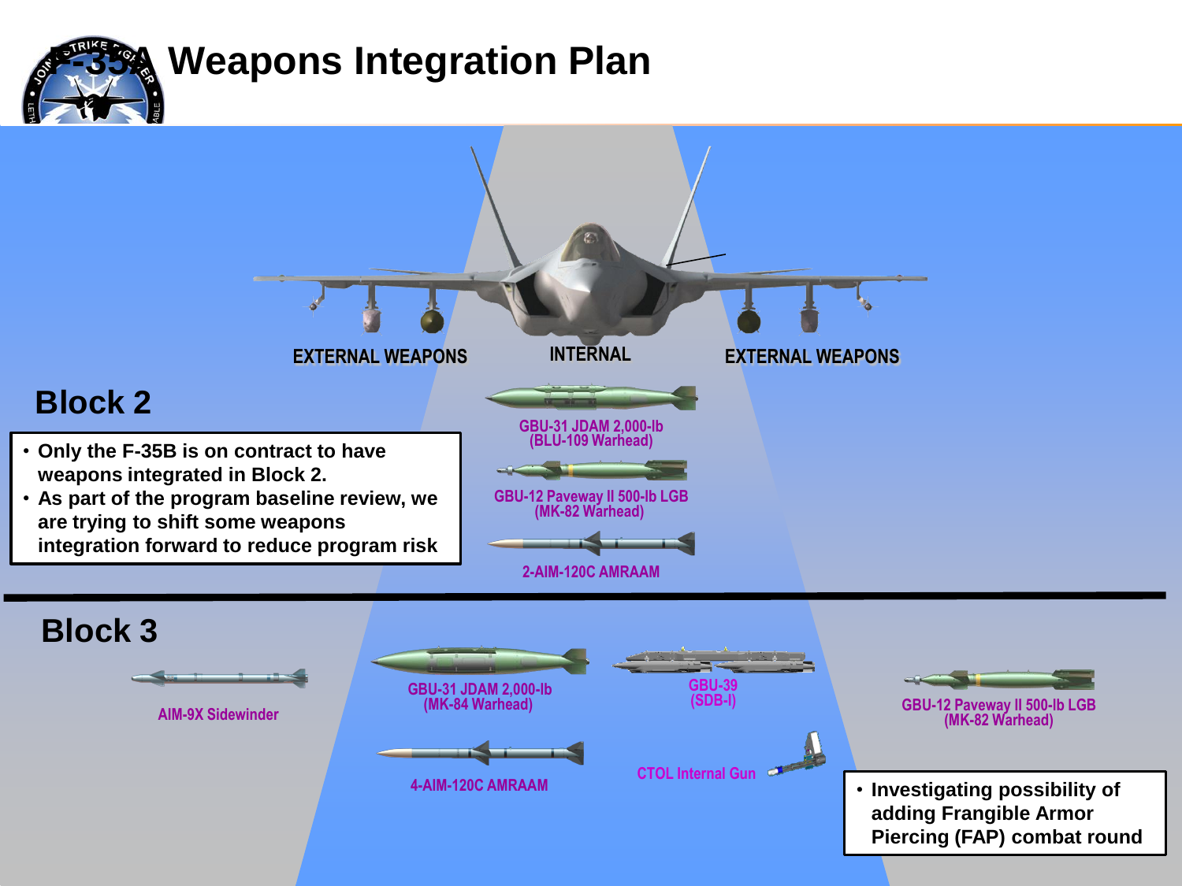# F-35A Weapons Integration Plan

EXTERNAL WEAPONS | INTERNAL | EXTERNAL WEAPONS

## Block 2

- Only the F-35B is on contract to have weapons integrated in Block 2.
- As part of the program baseline review, we are trying to shift some weapons integration forward to reduce program risk

GBU-31 JDAM 2,000-lb (BLU-109 Warhead)

GBU-12 Paveway II 500-lb LGB (MK-82 Warhead)

2-AIM-120C AMRAAM

## Block 3

AIM-9X Sidewinder

GBU-31 JDAM 2,000-lb (MK-84 Warhead)

GBU-39 (SDB-I)

GBU-12 Paveway II 500-lb LGB (MK-82 Warhead)

4-AIM-120C AMRAAM

CTOL Internal Gun

- Investigating possibility of adding Frangible Armor Piercing (FAP) combat round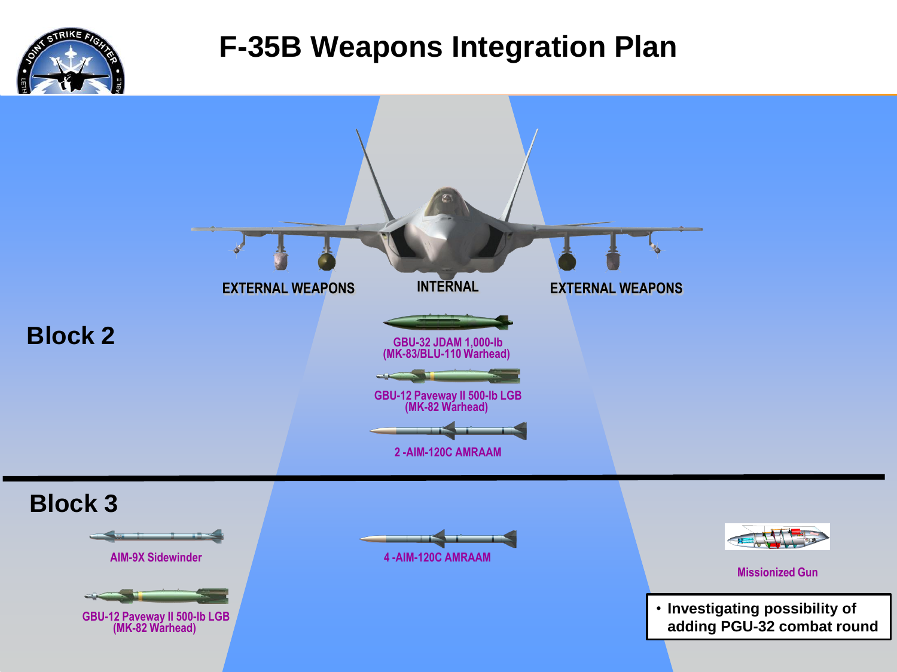# F-35B Weapons Integration Plan

EXTERNAL WEAPONS | INTERNAL | EXTERNAL WEAPONS

## Block 2

**Internal:**

- GBU-32 JDAM 1,000-lb (MK-83/BLU-110 Warhead)
- GBU-12 Paveway II 500-lb LGB (MK-82 Warhead)
- 2 -AIM-120C AMRAAM

## Block 3

**External:**

- AIM-9X Sidewinder
- GBU-12 Paveway II 500-lb LGB (MK-82 Warhead)

**Internal:**

- 4 -AIM-120C AMRAAM

**External:**

- Missionized Gun

- Investigating possibility of adding PGU-32 combat round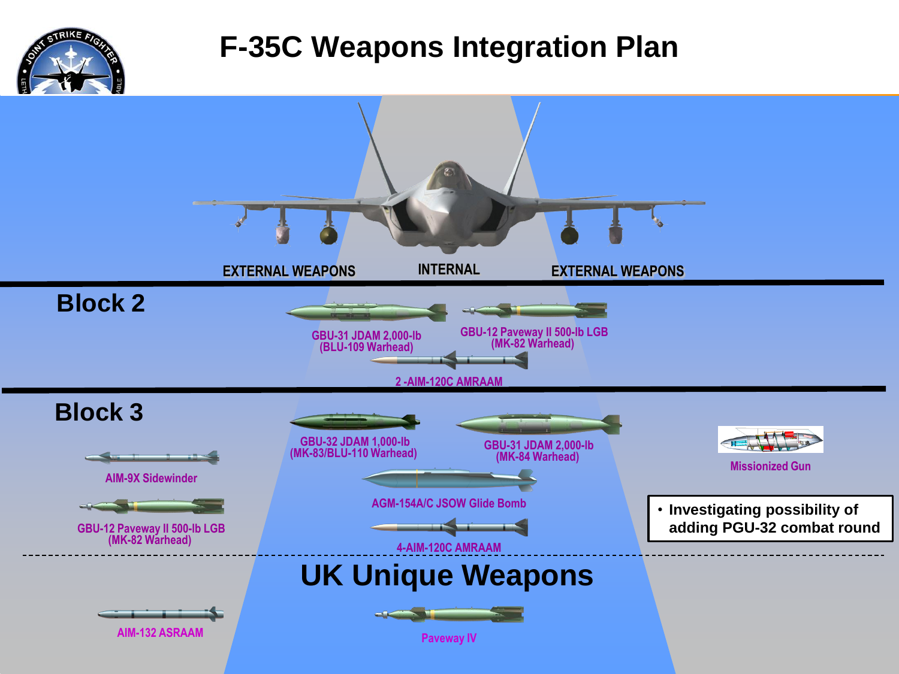# F-35C Weapons Integration Plan

EXTERNAL WEAPONS | INTERNAL | EXTERNAL WEAPONS

## Block 2

- GBU-31 JDAM 2,000-lb (BLU-109 Warhead)
- GBU-12 Paveway II 500-lb LGB (MK-82 Warhead)
- 2 -AIM-120C AMRAAM

## Block 3

- AIM-9X Sidewinder
- GBU-12 Paveway II 500-lb LGB (MK-82 Warhead)
- GBU-32 JDAM 1,000-lb (MK-83/BLU-110 Warhead)
- GBU-31 JDAM 2,000-lb (MK-84 Warhead)
- AGM-154A/C JSOW Glide Bomb
- 4-AIM-120C AMRAAM
- Missionized Gun

- Investigating possibility of adding PGU-32 combat round

## UK Unique Weapons

- AIM-132 ASRAAM
- Paveway IV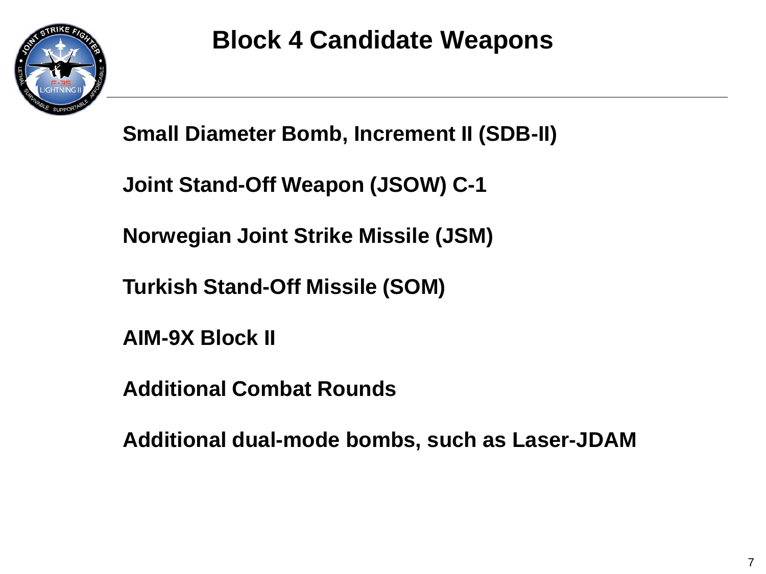# Block 4 Candidate Weapons

**Small Diameter Bomb, Increment II (SDB-II)**

**Joint Stand-Off Weapon (JSOW) C-1**

**Norwegian Joint Strike Missile (JSM)**

**Turkish Stand-Off Missile (SOM)**

**AIM-9X Block II**

**Additional Combat Rounds**

**Additional dual-mode bombs, such as Laser-JDAM**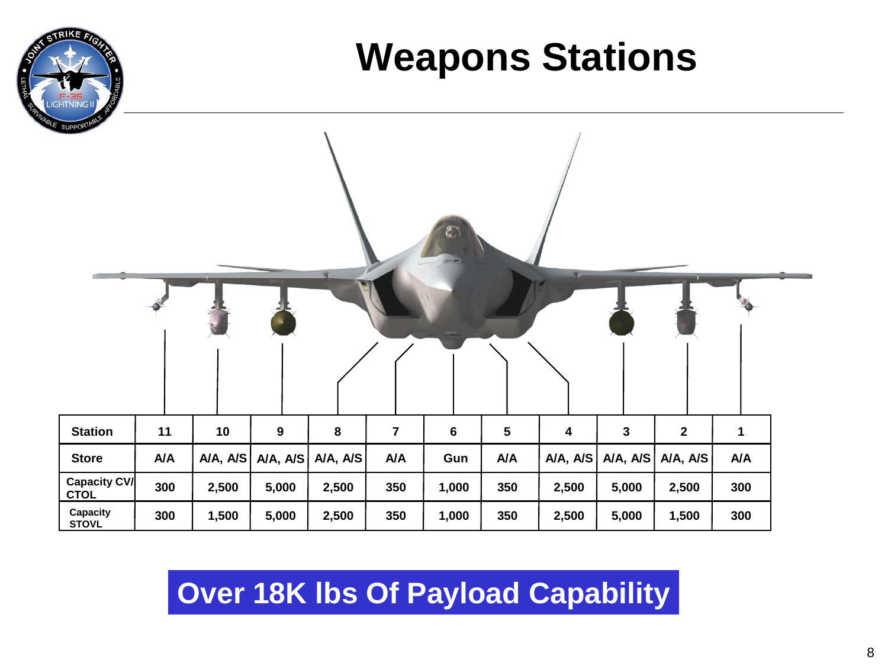# Weapons Stations

| Station | 11 | 10 | 9 | 8 | 7 | 6 | 5 | 4 | 3 | 2 | 1 |
|---|---|---|---|---|---|---|---|---|---|---|---|
| Store | A/A | A/A, A/S | A/A, A/S | A/A, A/S | A/A | Gun | A/A | A/A, A/S | A/A, A/S | A/A, A/S | A/A |
| Capacity CV/ CTOL | 300 | 2,500 | 5,000 | 2,500 | 350 | 1,000 | 350 | 2,500 | 5,000 | 2,500 | 300 |
| Capacity STOVL | 300 | 1,500 | 5,000 | 2,500 | 350 | 1,000 | 350 | 2,500 | 5,000 | 1,500 | 300 |

**Over 18K lbs Of Payload Capability**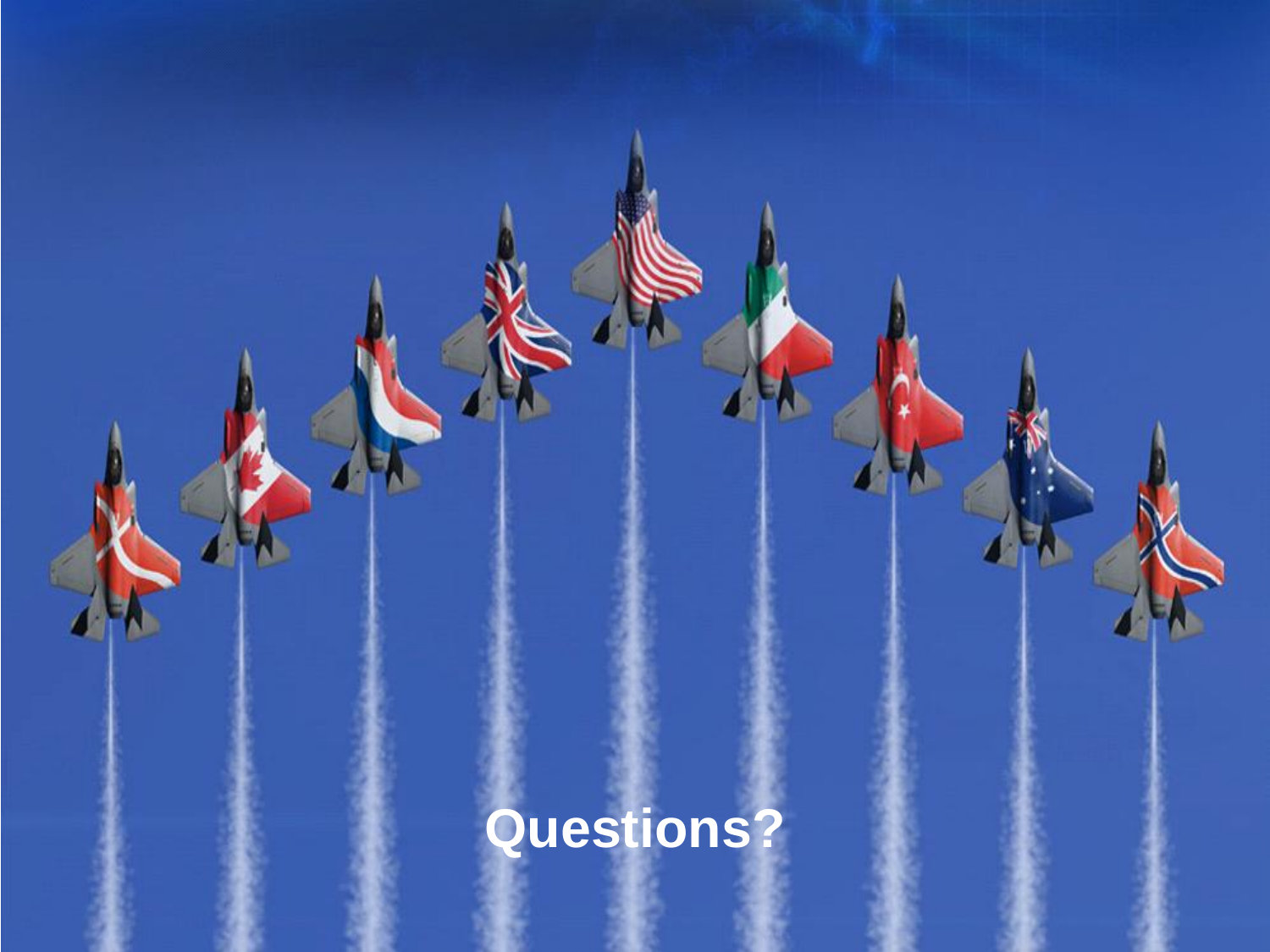**Questions?**